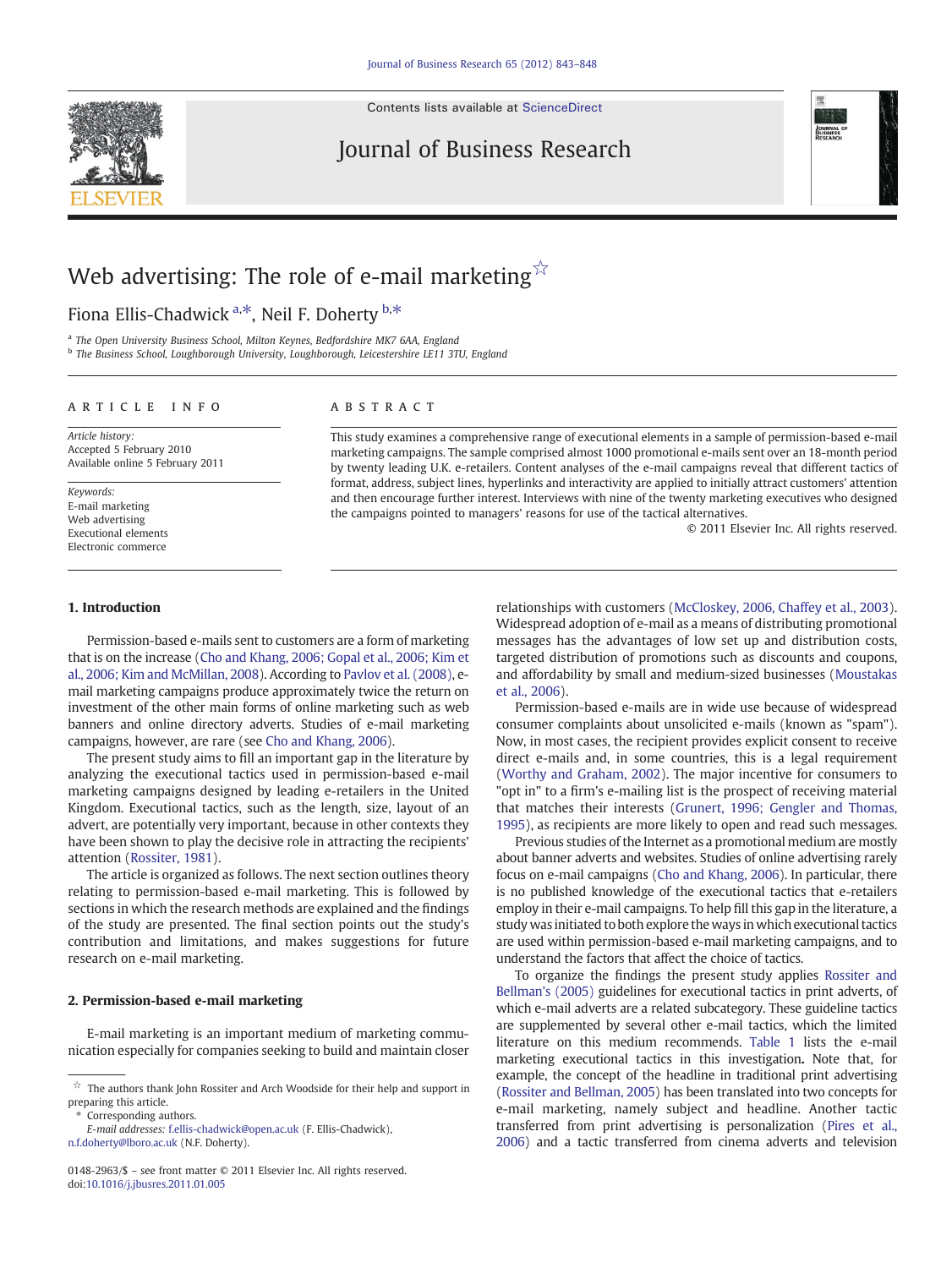# Web advertising: The role of e-mail marketing☆

Fiona Ellis-Chadwick [a,*], Neil F. Doherty [b,*]

[a] The Open University Business School, Milton Keynes, Bedfordshire MK7 6AA, England
[b] The Business School, Loughborough University, Loughborough, Leicestershire LE11 3TU, England

**ARTICLE INFO**

*Article history:*
Accepted 5 February 2010
Available online 5 February 2011

*Keywords:*
E-mail marketing
Web advertising
Executional elements
Electronic commerce

**ABSTRACT**

This study examines a comprehensive range of executional elements in a sample of permission-based e-mail marketing campaigns. The sample comprised almost 1000 promotional e-mails sent over an 18-month period by twenty leading U.K. e-retailers. Content analyses of the e-mail campaigns reveal that different tactics of format, address, subject lines, hyperlinks and interactivity are applied to initially attract customers' attention and then encourage further interest. Interviews with nine of the twenty marketing executives who designed the campaigns pointed to managers' reasons for use of the tactical alternatives.

© 2011 Elsevier Inc. All rights reserved.

## 1. Introduction

Permission-based e-mails sent to customers are a form of marketing that is on the increase (Cho and Khang, 2006; Gopal et al., 2006; Kim et al., 2006; Kim and McMillan, 2008). According to Pavlov et al. (2008), e-mail marketing campaigns produce approximately twice the return on investment of the other main forms of online marketing such as web banners and online directory adverts. Studies of e-mail marketing campaigns, however, are rare (see Cho and Khang, 2006).

The present study aims to fill an important gap in the literature by analyzing the executional tactics used in permission-based e-mail marketing campaigns designed by leading e-retailers in the United Kingdom. Executional tactics, such as the length, size, layout of an advert, are potentially very important, because in other contexts they have been shown to play the decisive role in attracting the recipients' attention (Rossiter, 1981).

The article is organized as follows. The next section outlines theory relating to permission-based e-mail marketing. This is followed by sections in which the research methods are explained and the findings of the study are presented. The final section points out the study's contribution and limitations, and makes suggestions for future research on e-mail marketing.

## 2. Permission-based e-mail marketing

E-mail marketing is an important medium of marketing communication especially for companies seeking to build and maintain closer relationships with customers (McCloskey, 2006, Chaffey et al., 2003). Widespread adoption of e-mail as a means of distributing promotional messages has the advantages of low set up and distribution costs, targeted distribution of promotions such as discounts and coupons, and affordability by small and medium-sized businesses (Moustakas et al., 2006).

Permission-based e-mails are in wide use because of widespread consumer complaints about unsolicited e-mails (known as "spam"). Now, in most cases, the recipient provides explicit consent to receive direct e-mails and, in some countries, this is a legal requirement (Worthy and Graham, 2002). The major incentive for consumers to "opt in" to a firm's e-mailing list is the prospect of receiving material that matches their interests (Grunert, 1996; Gengler and Thomas, 1995), as recipients are more likely to open and read such messages.

Previous studies of the Internet as a promotional medium are mostly about banner adverts and websites. Studies of online advertising rarely focus on e-mail campaigns (Cho and Khang, 2006). In particular, there is no published knowledge of the executional tactics that e-retailers employ in their e-mail campaigns. To help fill this gap in the literature, a study was initiated to both explore the ways in which executional tactics are used within permission-based e-mail marketing campaigns, and to understand the factors that affect the choice of tactics.

To organize the findings the present study applies Rossiter and Bellman's (2005) guidelines for executional tactics in print adverts, of which e-mail adverts are a related subcategory. These guideline tactics are supplemented by several other e-mail tactics, which the limited literature on this medium recommends. Table 1 lists the e-mail marketing executional tactics in this investigation**.** Note that, for example, the concept of the headline in traditional print advertising (Rossiter and Bellman, 2005) has been translated into two concepts for e-mail marketing, namely subject and headline. Another tactic transferred from print advertising is personalization (Pires et al., 2006) and a tactic transferred from cinema adverts and television

---

☆ The authors thank John Rossiter and Arch Woodside for their help and support in preparing this article.

\* Corresponding authors.
*E-mail addresses:* f.ellis-chadwick@open.ac.uk (F. Ellis-Chadwick), n.f.doherty@lboro.ac.uk (N.F. Doherty).

0148-2963/$ – see front matter © 2011 Elsevier Inc. All rights reserved.
doi:10.1016/j.jbusres.2011.01.005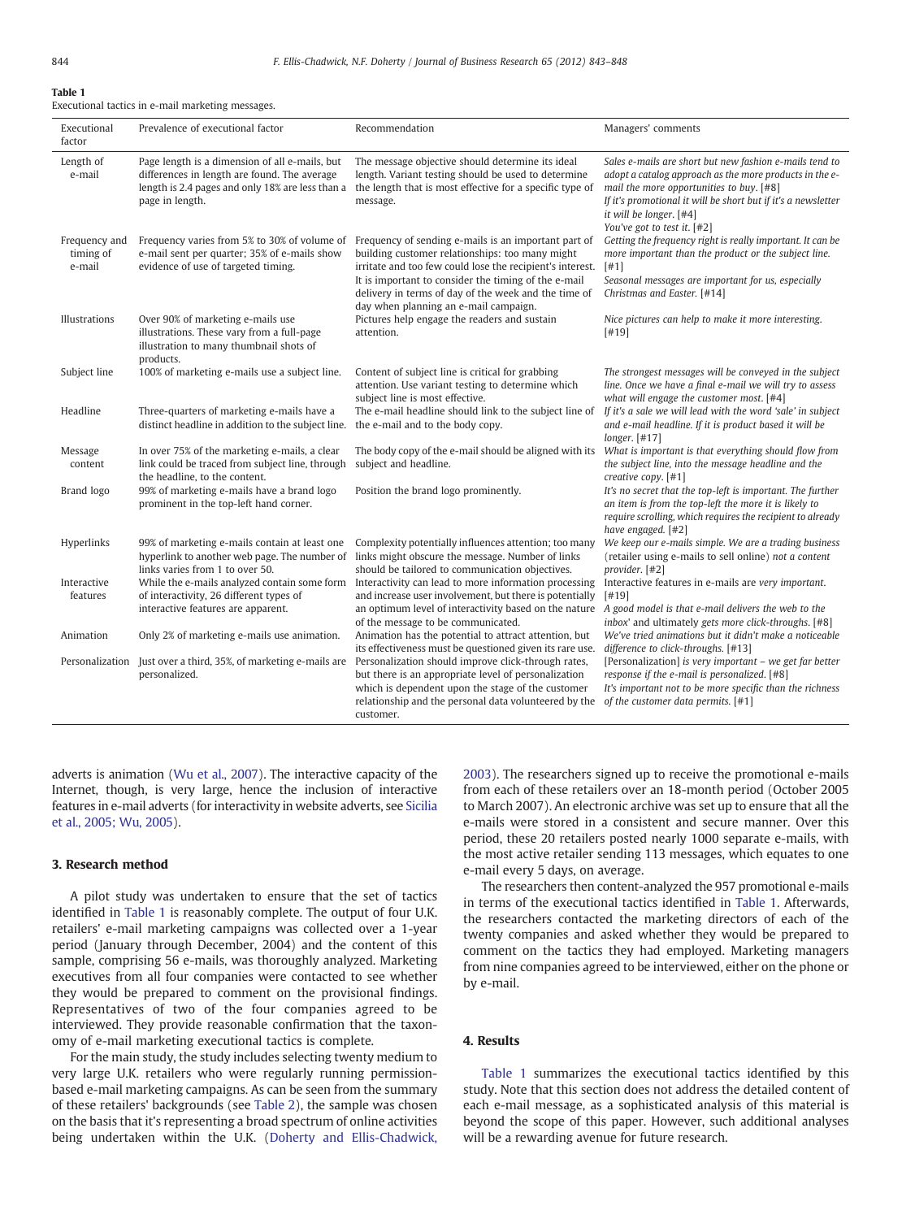**Table 1**
Executional tactics in e-mail marketing messages.

| Executional factor | Prevalence of executional factor | Recommendation | Managers' comments |
|---|---|---|---|
| Length of e-mail | Page length is a dimension of all e-mails, but differences in length are found. The average length is 2.4 pages and only 18% are less than a page in length. | The message objective should determine its ideal length. Variant testing should be used to determine the length that is most effective for a specific type of message. | *Sales e-mails are short but new fashion e-mails tend to adopt a catalog approach as the more products in the e-mail the more opportunities to buy*. [#8] *If it's promotional it will be short but if it's a newsletter it will be longer*. [#4] *You've got to test it*. [#2] |
| Frequency and timing of e-mail | Frequency varies from 5% to 30% of volume of e-mail sent per quarter; 35% of e-mails show evidence of use of targeted timing. | Frequency of sending e-mails is an important part of building customer relationships: too many might irritate and too few could lose the recipient's interest. It is important to consider the timing of the e-mail delivery in terms of day of the week and the time of day when planning an e-mail campaign. | *Getting the frequency right is really important. It can be more important than the product or the subject line*. [#1] *Seasonal messages are important for us, especially Christmas and Easter*. [#14] |
| Illustrations | Over 90% of marketing e-mails use illustrations. These vary from a full-page illustration to many thumbnail shots of products. | Pictures help engage the readers and sustain attention. | *Nice pictures can help to make it more interesting*. [#19] |
| Subject line | 100% of marketing e-mails use a subject line. | Content of subject line is critical for grabbing attention. Use variant testing to determine which subject line is most effective. | *The strongest messages will be conveyed in the subject line. Once we have a final e-mail we will try to assess what will engage the customer most*. [#4] |
| Headline | Three-quarters of marketing e-mails have a distinct headline in addition to the subject line. | The e-mail headline should link to the subject line of the e-mail and to the body copy. | *If it's a sale we will lead with the word 'sale' in subject and e-mail headline. If it is product based it will be longer*. [#17] |
| Message content | In over 75% of the marketing e-mails, a clear link could be traced from subject line, through the headline, to the content. | The body copy of the e-mail should be aligned with its subject and headline. | *What is important is that everything should flow from the subject line, into the message headline and the creative copy*. [#1] |
| Brand logo | 99% of marketing e-mails have a brand logo prominent in the top-left hand corner. | Position the brand logo prominently. | *It's no secret that the top-left is important. The further an item is from the top-left the more it is likely to require scrolling, which requires the recipient to already have engaged*. [#2] |
| Hyperlinks | 99% of marketing e-mails contain at least one hyperlink to another web page. The number of links varies from 1 to over 50. | Complexity potentially influences attention; too many links might obscure the message. Number of links should be tailored to communication objectives. | *We keep our e-mails simple. We are a trading business* (retailer using e-mails to sell online) *not a content provider*. [#2] |
| Interactive features | While the e-mails analyzed contain some form of interactivity, 26 different types of interactive features are apparent. | Interactivity can lead to more information processing and increase user involvement, but there is potentially an optimum level of interactivity based on the nature of the message to be communicated. | Interactive features in e-mails are *very important*. [#19] *A good model is that e-mail delivers the web to the inbox' and ultimately gets more click-throughs*. [#8] |
| Animation | Only 2% of marketing e-mails use animation. | Animation has the potential to attract attention, but its effectiveness must be questioned given its rare use. | *We've tried animations but it didn't make a noticeable difference to click-throughs*. [#13] |
| Personalization | Just over a third, 35%, of marketing e-mails are personalized. | Personalization should improve click-through rates, but there is an appropriate level of personalization which is dependent upon the stage of the customer relationship and the personal data volunteered by the customer. | [Personalization] *is very important – we get far better response if the e-mail is personalized*. [#8] *It's important not to be more specific than the richness of the customer data permits*. [#1] |

adverts is animation (Wu et al., 2007). The interactive capacity of the Internet, though, is very large, hence the inclusion of interactive features in e-mail adverts (for interactivity in website adverts, see Sicilia et al., 2005; Wu, 2005).

## 3. Research method

A pilot study was undertaken to ensure that the set of tactics identified in Table 1 is reasonably complete. The output of four U.K. retailers' e-mail marketing campaigns was collected over a 1-year period (January through December, 2004) and the content of this sample, comprising 56 e-mails, was thoroughly analyzed. Marketing executives from all four companies were contacted to see whether they would be prepared to comment on the provisional findings. Representatives of two of the four companies agreed to be interviewed. They provide reasonable confirmation that the taxonomy of e-mail marketing executional tactics is complete.

For the main study, the study includes selecting twenty medium to very large U.K. retailers who were regularly running permission-based e-mail marketing campaigns. As can be seen from the summary of these retailers' backgrounds (see Table 2), the sample was chosen on the basis that it's representing a broad spectrum of online activities being undertaken within the U.K. (Doherty and Ellis-Chadwick, 2003). The researchers signed up to receive the promotional e-mails from each of these retailers over an 18-month period (October 2005 to March 2007). An electronic archive was set up to ensure that all the e-mails were stored in a consistent and secure manner. Over this period, these 20 retailers posted nearly 1000 separate e-mails, with the most active retailer sending 113 messages, which equates to one e-mail every 5 days, on average.

The researchers then content-analyzed the 957 promotional e-mails in terms of the executional tactics identified in Table 1. Afterwards, the researchers contacted the marketing directors of each of the twenty companies and asked whether they would be prepared to comment on the tactics they had employed. Marketing managers from nine companies agreed to be interviewed, either on the phone or by e-mail.

## 4. Results

Table 1 summarizes the executional tactics identified by this study. Note that this section does not address the detailed content of each e-mail message, as a sophisticated analysis of this material is beyond the scope of this paper. However, such additional analyses will be a rewarding avenue for future research.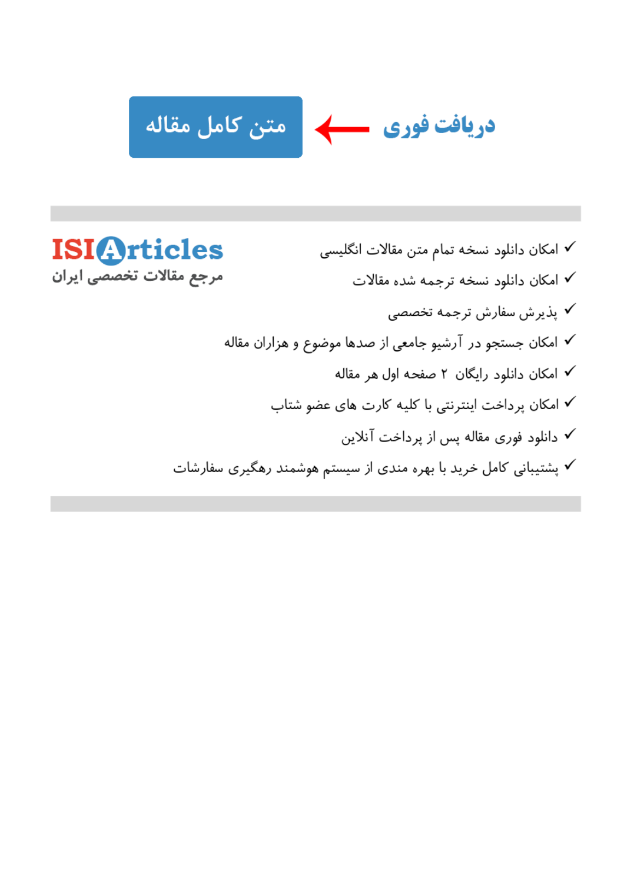دریافت فوری ← **متن کامل مقاله**

**ISIArticles**
مرجع مقالات تخصصی ایران

- ✓ امکان دانلود نسخه تمام متن مقالات انگلیسی
- ✓ امکان دانلود نسخه ترجمه شده مقالات
- ✓ پذیرش سفارش ترجمه تخصصی
- ✓ امکان جستجو در آرشیو جامعی از صدها موضوع و هزاران مقاله
- ✓ امکان دانلود رایگان ۲ صفحه اول هر مقاله
- ✓ امکان پرداخت اینترنتی با کلیه کارت های عضو شتاب
- ✓ دانلود فوری مقاله پس از پرداخت آنلاین
- ✓ پشتیبانی کامل خرید با بهره مندی از سیستم هوشمند رهگیری سفارشات